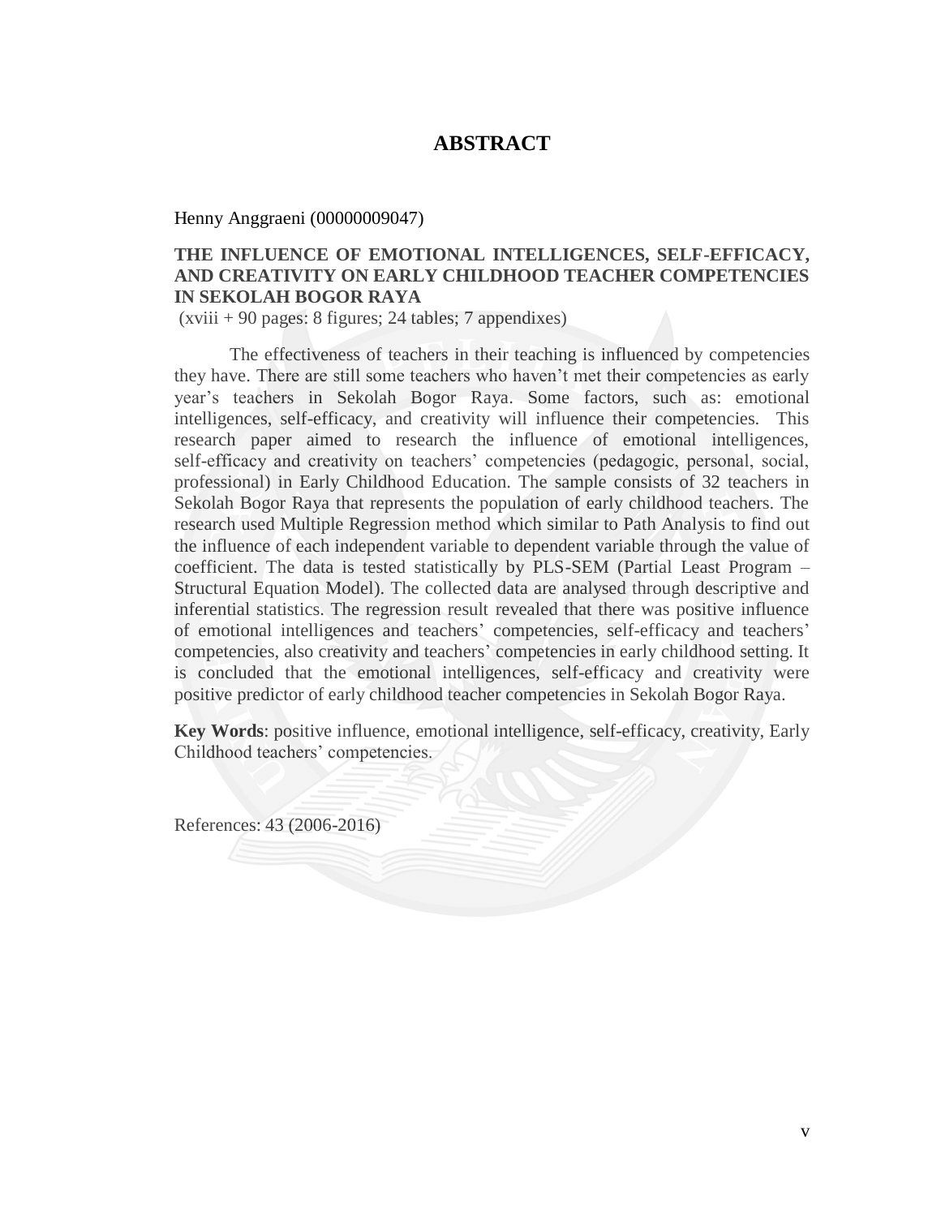# ABSTRACT

Henny Anggraeni (00000009047)

**THE INFLUENCE OF EMOTIONAL INTELLIGENCES, SELF-EFFICACY, AND CREATIVITY ON EARLY CHILDHOOD TEACHER COMPETENCIES IN SEKOLAH BOGOR RAYA**

(xviii + 90 pages: 8 figures; 24 tables; 7 appendixes)

The effectiveness of teachers in their teaching is influenced by competencies they have. There are still some teachers who haven't met their competencies as early year's teachers in Sekolah Bogor Raya. Some factors, such as: emotional intelligences, self-efficacy, and creativity will influence their competencies. This research paper aimed to research the influence of emotional intelligences, self-efficacy and creativity on teachers' competencies (pedagogic, personal, social, professional) in Early Childhood Education. The sample consists of 32 teachers in Sekolah Bogor Raya that represents the population of early childhood teachers. The research used Multiple Regression method which similar to Path Analysis to find out the influence of each independent variable to dependent variable through the value of coefficient. The data is tested statistically by PLS-SEM (Partial Least Program – Structural Equation Model). The collected data are analysed through descriptive and inferential statistics. The regression result revealed that there was positive influence of emotional intelligences and teachers' competencies, self-efficacy and teachers' competencies, also creativity and teachers' competencies in early childhood setting. It is concluded that the emotional intelligences, self-efficacy and creativity were positive predictor of early childhood teacher competencies in Sekolah Bogor Raya.

**Key Words**: positive influence, emotional intelligence, self-efficacy, creativity, Early Childhood teachers' competencies.

References: 43 (2006-2016)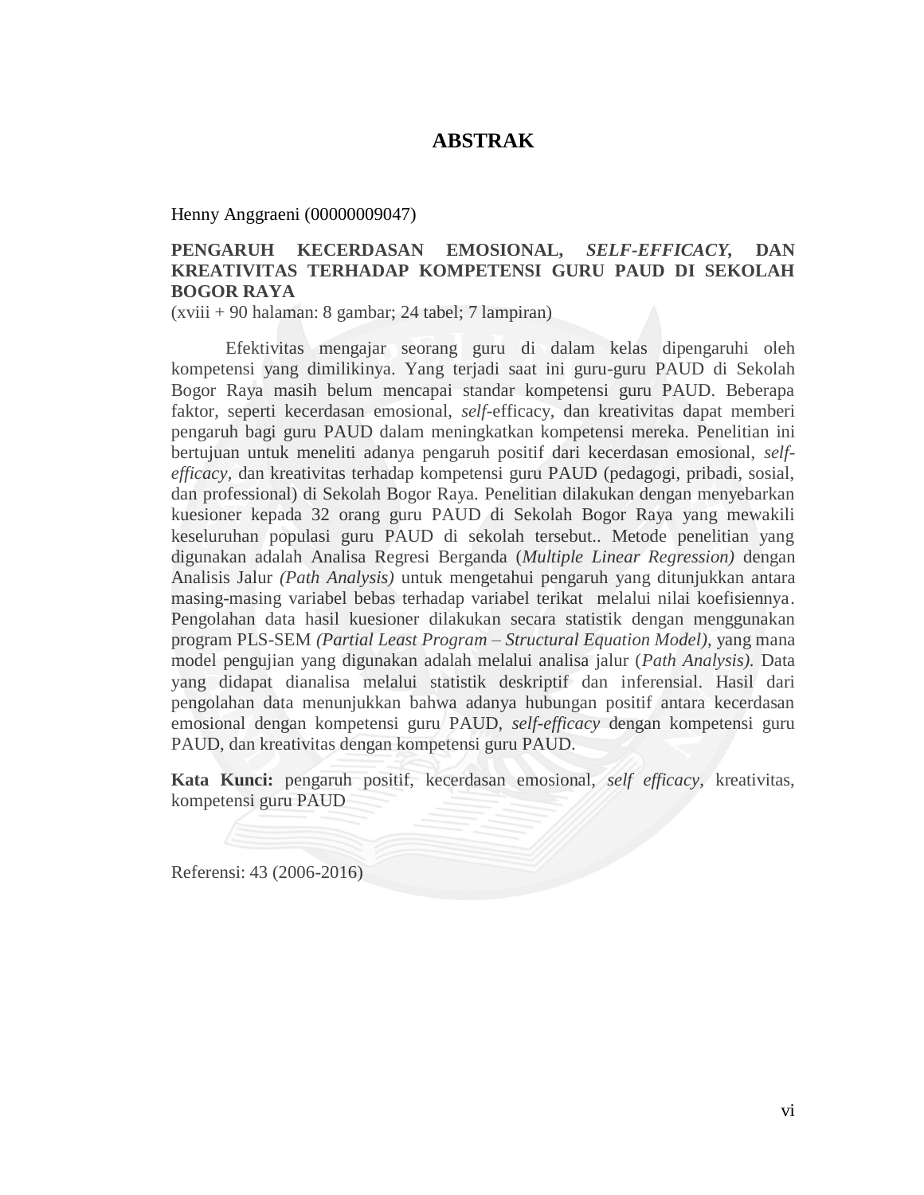# ABSTRAK

Henny Anggraeni (00000009047)

**PENGARUH KECERDASAN EMOSIONAL, *SELF-EFFICACY,* DAN KREATIVITAS TERHADAP KOMPETENSI GURU PAUD DI SEKOLAH BOGOR RAYA**

(xviii + 90 halaman: 8 gambar; 24 tabel; 7 lampiran)

Efektivitas mengajar seorang guru di dalam kelas dipengaruhi oleh kompetensi yang dimilikinya. Yang terjadi saat ini guru-guru PAUD di Sekolah Bogor Raya masih belum mencapai standar kompetensi guru PAUD. Beberapa faktor, seperti kecerdasan emosional, *self*-efficacy, dan kreativitas dapat memberi pengaruh bagi guru PAUD dalam meningkatkan kompetensi mereka. Penelitian ini bertujuan untuk meneliti adanya pengaruh positif dari kecerdasan emosional, *self-efficacy,* dan kreativitas terhadap kompetensi guru PAUD (pedagogi, pribadi, sosial, dan professional) di Sekolah Bogor Raya. Penelitian dilakukan dengan menyebarkan kuesioner kepada 32 orang guru PAUD di Sekolah Bogor Raya yang mewakili keseluruhan populasi guru PAUD di sekolah tersebut.. Metode penelitian yang digunakan adalah Analisa Regresi Berganda (*Multiple Linear Regression)* dengan Analisis Jalur *(Path Analysis)* untuk mengetahui pengaruh yang ditunjukkan antara masing-masing variabel bebas terhadap variabel terikat melalui nilai koefisiennya. Pengolahan data hasil kuesioner dilakukan secara statistik dengan menggunakan program PLS-SEM *(Partial Least Program – Structural Equation Model),* yang mana model pengujian yang digunakan adalah melalui analisa jalur (*Path Analysis).* Data yang didapat dianalisa melalui statistik deskriptif dan inferensial. Hasil dari pengolahan data menunjukkan bahwa adanya hubungan positif antara kecerdasan emosional dengan kompetensi guru PAUD, *self-efficacy* dengan kompetensi guru PAUD, dan kreativitas dengan kompetensi guru PAUD.

**Kata Kunci:** pengaruh positif, kecerdasan emosional, *self efficacy*, kreativitas, kompetensi guru PAUD

Referensi: 43 (2006-2016)